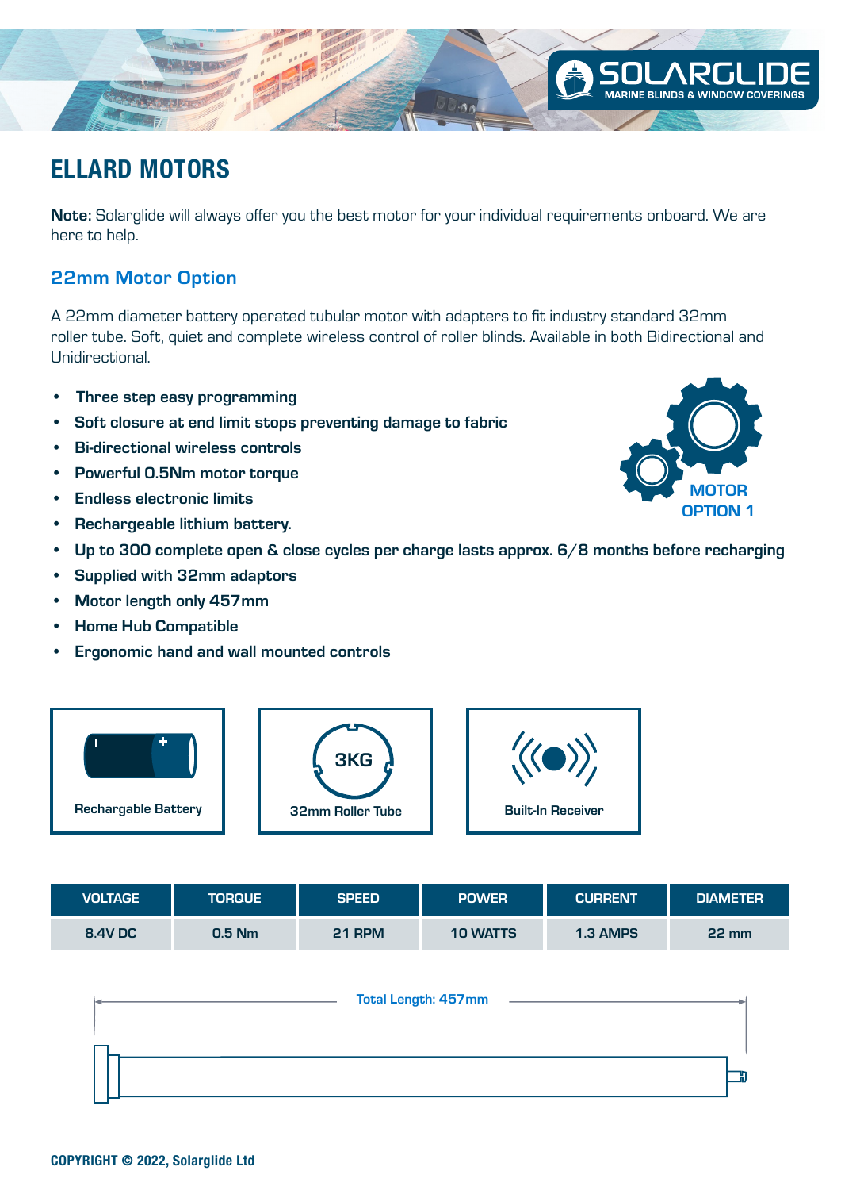# ELLARD MOTORS

**Note:** Solarglide will always offer you the best motor for your individual requirements onboard. We are here to help.

## 22mm Motor Option

A 22mm diameter battery operated tubular motor with adapters to fit industry standard 32mm roller tube. Soft, quiet and complete wireless control of roller blinds. Available in both Bidirectional and Unidirectional.

MOTOR OPTION 1

- Three step easy programming
- Soft closure at end limit stops preventing damage to fabric
- Bi-directional wireless controls
- Powerful 0.5Nm motor torque
- Endless electronic limits
- Rechargeable lithium battery.
- Up to 300 complete open & close cycles per charge lasts approx. 6/8 months before recharging
- Supplied with 32mm adaptors
- Motor length only 457mm
- Home Hub Compatible
- Ergonomic hand and wall mounted controls

Rechargable Battery

3KG
32mm Roller Tube

Built-In Receiver

| VOLTAGE | TORQUE | SPEED | POWER | CURRENT | DIAMETER |
|---|---|---|---|---|---|
| 8.4V DC | 0.5 Nm | 21 RPM | 10 WATTS | 1.3 AMPS | 22 mm |

Total Length: 457mm

**COPYRIGHT © 2022, Solarglide Ltd**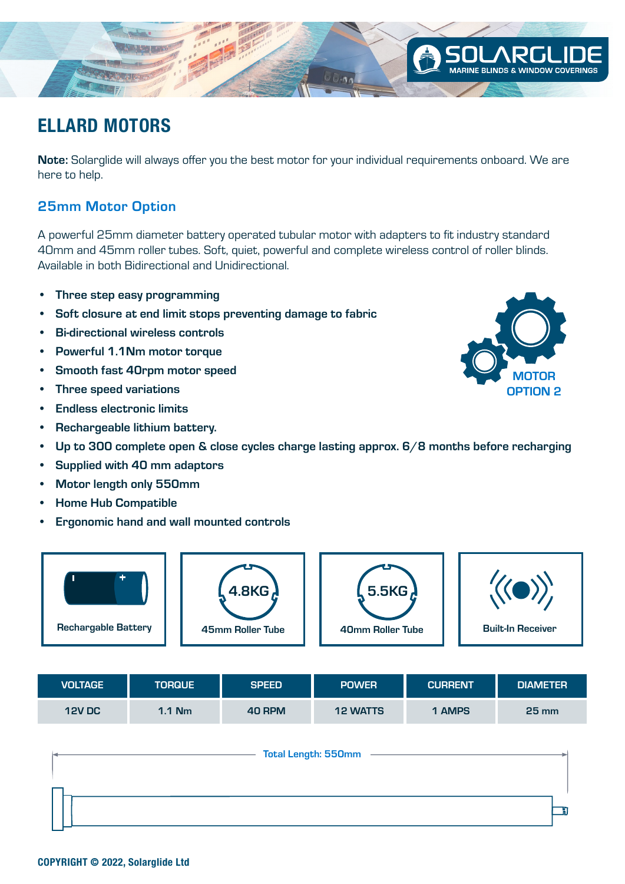# ELLARD MOTORS

**Note:** Solarglide will always offer you the best motor for your individual requirements onboard. We are here to help.

## 25mm Motor Option

A powerful 25mm diameter battery operated tubular motor with adapters to fit industry standard 40mm and 45mm roller tubes. Soft, quiet, powerful and complete wireless control of roller blinds. Available in both Bidirectional and Unidirectional.

- **Three step easy programming**
- **Soft closure at end limit stops preventing damage to fabric**
- **Bi-directional wireless controls**
- **Powerful 1.1Nm motor torque**
- **Smooth fast 40rpm motor speed**
- **Three speed variations**
- **Endless electronic limits**
- **Rechargeable lithium battery.**
- **Up to 300 complete open & close cycles charge lasting approx. 6/8 months before recharging**
- **Supplied with 40 mm adaptors**
- **Motor length only 550mm**
- **Home Hub Compatible**
- **Ergonomic hand and wall mounted controls**

MOTOR OPTION 2

Rechargable Battery

4.8KG 45mm Roller Tube

5.5KG 40mm Roller Tube

Built-In Receiver

| VOLTAGE | TORQUE | SPEED | POWER | CURRENT | DIAMETER |
|---|---|---|---|---|---|
| 12V DC | 1.1 Nm | 40 RPM | 12 WATTS | 1 AMPS | 25 mm |

Total Length: 550mm

**COPYRIGHT © 2022, Solarglide Ltd**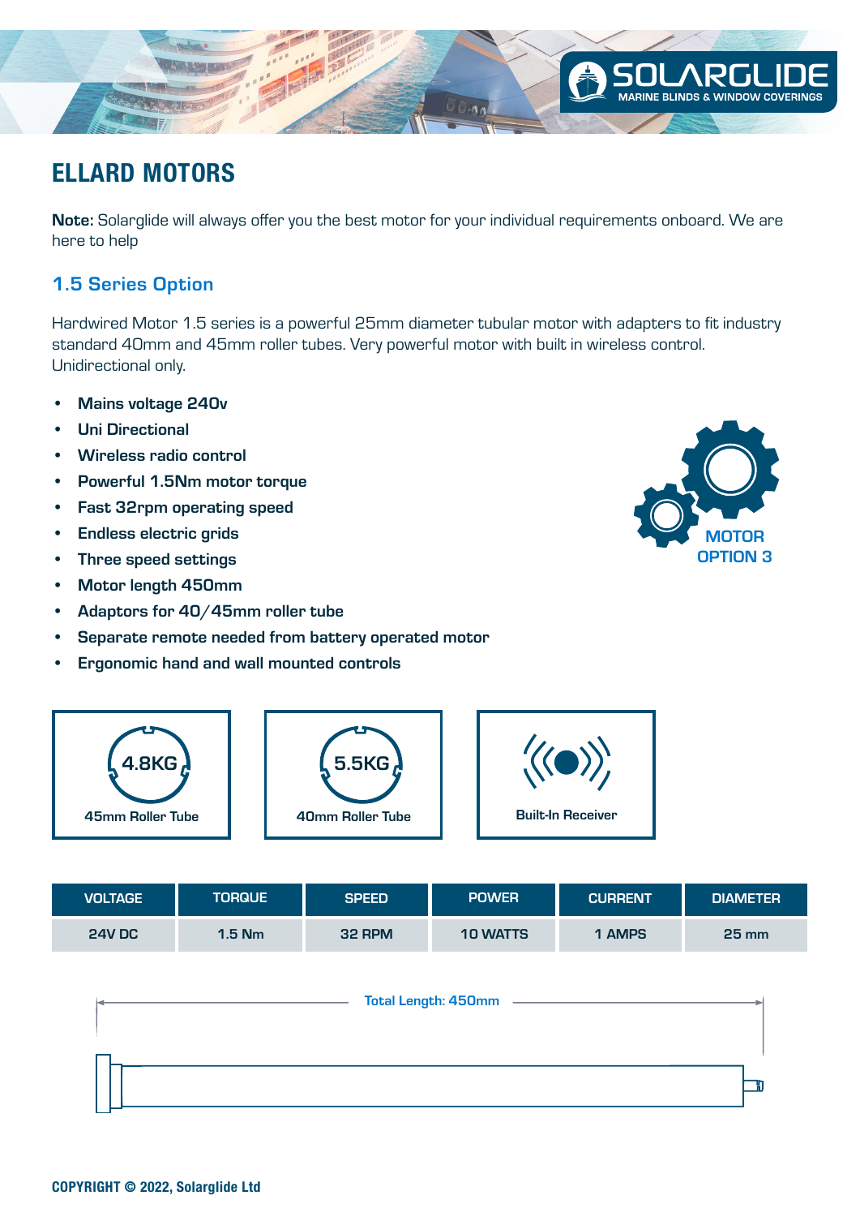# ELLARD MOTORS

**Note:** Solarglide will always offer you the best motor for your individual requirements onboard. We are here to help

## 1.5 Series Option

Hardwired Motor 1.5 series is a powerful 25mm diameter tubular motor with adapters to fit industry standard 40mm and 45mm roller tubes. Very powerful motor with built in wireless control. Unidirectional only.

- **Mains voltage 240v**
- **Uni Directional**
- **Wireless radio control**
- **Powerful 1.5Nm motor torque**
- **Fast 32rpm operating speed**
- **Endless electric grids**
- **Three speed settings**
- **Motor length 450mm**
- **Adaptors for 40/45mm roller tube**
- **Separate remote needed from battery operated motor**
- **Ergonomic hand and wall mounted controls**

MOTOR OPTION 3

4.8KG
45mm Roller Tube

5.5KG
40mm Roller Tube

Built-In Receiver

| VOLTAGE | TORQUE | SPEED | POWER | CURRENT | DIAMETER |
|---|---|---|---|---|---|
| 24V DC | 1.5 Nm | 32 RPM | 10 WATTS | 1 AMPS | 25 mm |

Total Length: 450mm

**COPYRIGHT © 2022, Solarglide Ltd**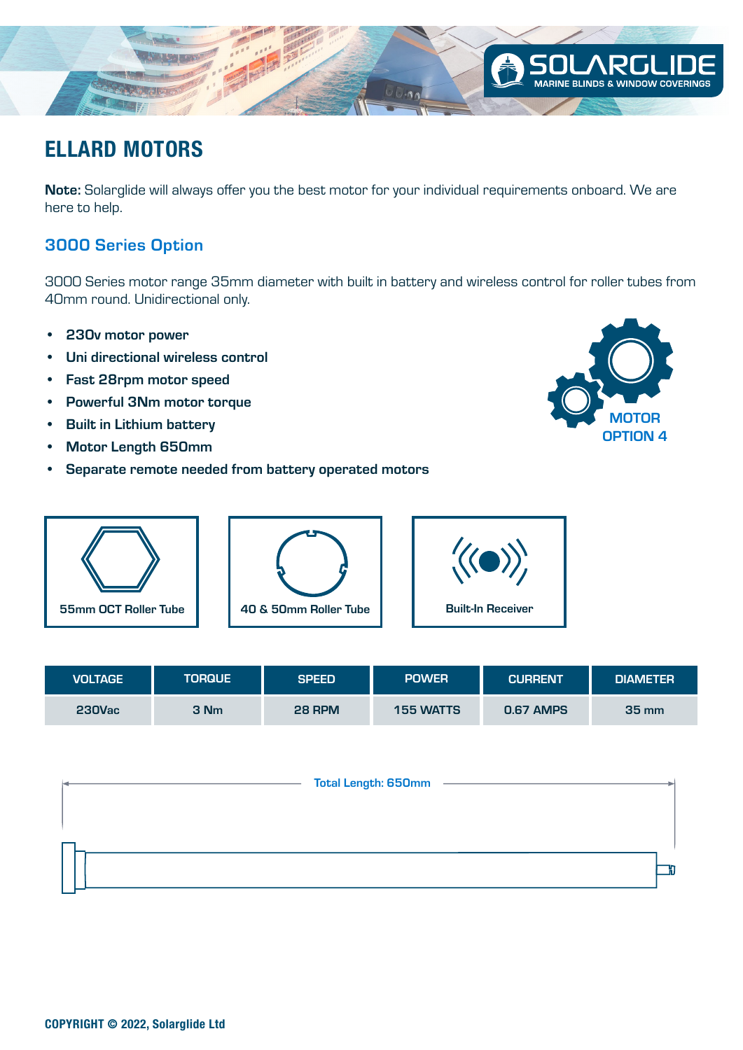# ELLARD MOTORS

**Note:** Solarglide will always offer you the best motor for your individual requirements onboard. We are here to help.

## 3000 Series Option

3000 Series motor range 35mm diameter with built in battery and wireless control for roller tubes from 40mm round. Unidirectional only.

- **230v motor power**
- **Uni directional wireless control**
- **Fast 28rpm motor speed**
- **Powerful 3Nm motor torque**
- **Built in Lithium battery**
- **Motor Length 650mm**
- **Separate remote needed from battery operated motors**

MOTOR OPTION 4

55mm OCT Roller Tube

40 & 50mm Roller Tube

Built-In Receiver

| VOLTAGE | TORQUE | SPEED | POWER | CURRENT | DIAMETER |
| --- | --- | --- | --- | --- | --- |
| 230Vac | 3 Nm | 28 RPM | 155 WATTS | 0.67 AMPS | 35 mm |

Total Length: 650mm

**COPYRIGHT © 2022, Solarglide Ltd**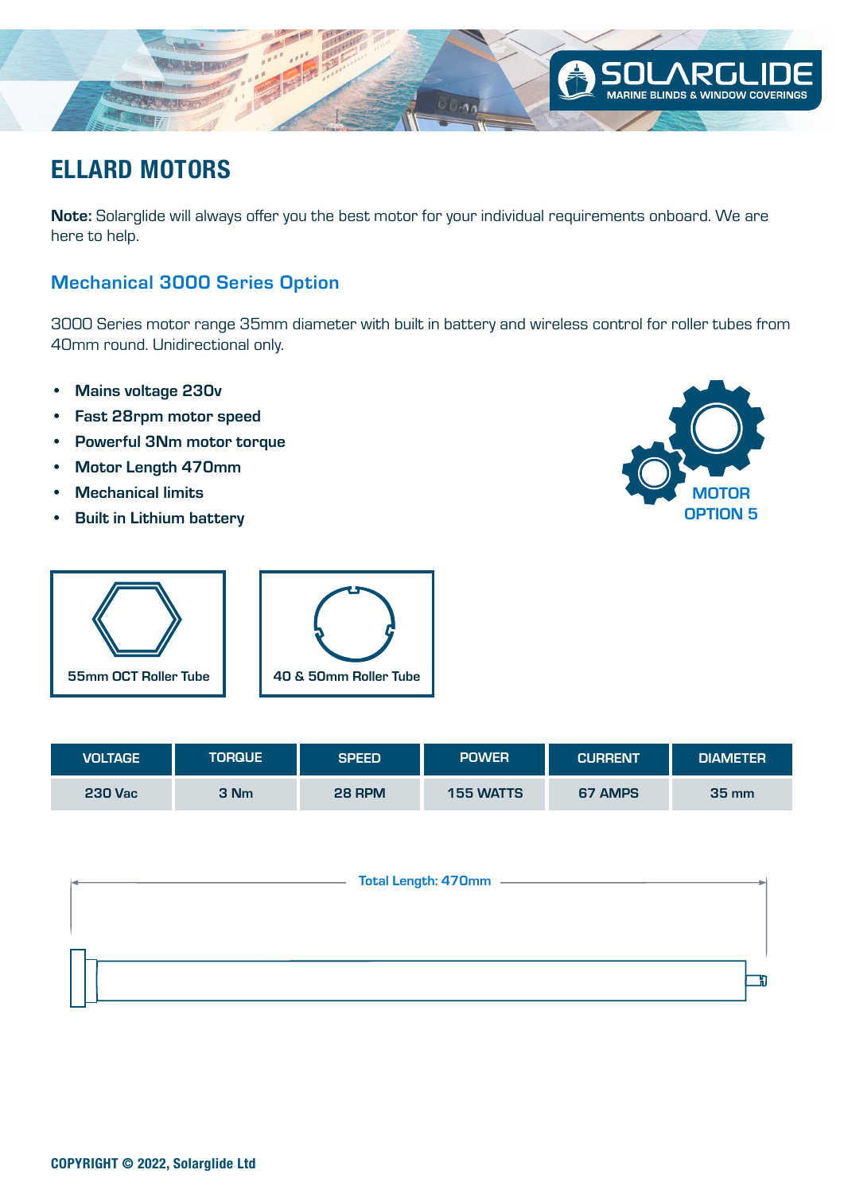# ELLARD MOTORS

**Note:** Solarglide will always offer you the best motor for your individual requirements onboard. We are here to help.

## Mechanical 3000 Series Option

3000 Series motor range 35mm diameter with built in battery and wireless control for roller tubes from 40mm round. Unidirectional only.

- **Mains voltage 230v**
- **Fast 28rpm motor speed**
- **Powerful 3Nm motor torque**
- **Motor Length 470mm**
- **Mechanical limits**
- **Built in Lithium battery**

MOTOR OPTION 5

55mm OCT Roller Tube

40 & 50mm Roller Tube

| VOLTAGE | TORQUE | SPEED | POWER | CURRENT | DIAMETER |
|---|---|---|---|---|---|
| 230 Vac | 3 Nm | 28 RPM | 155 WATTS | 67 AMPS | 35 mm |

Total Length: 470mm

COPYRIGHT © 2022, Solarglide Ltd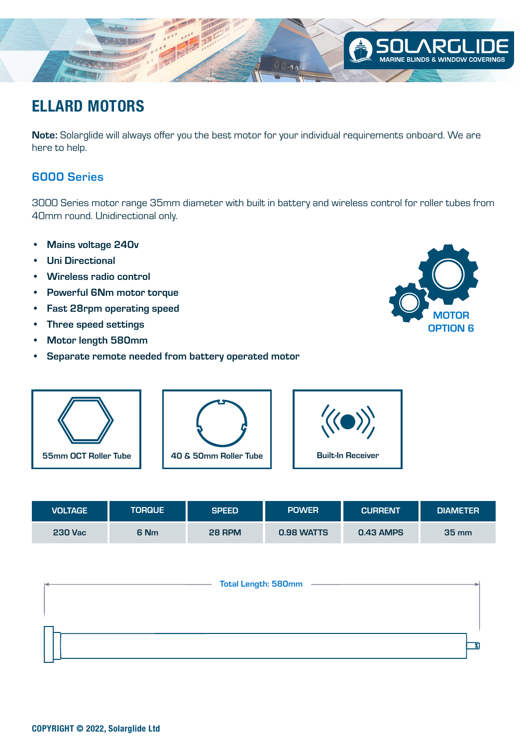# ELLARD MOTORS

**Note:** Solarglide will always offer you the best motor for your individual requirements onboard. We are here to help.

## 6000 Series

3000 Series motor range 35mm diameter with built in battery and wireless control for roller tubes from 40mm round. Unidirectional only.

- **Mains voltage 240v**
- **Uni Directional**
- **Wireless radio control**
- **Powerful 6Nm motor torque**
- **Fast 28rpm operating speed**
- **Three speed settings**
- **Motor length 580mm**
- **Separate remote needed from battery operated motor**

MOTOR OPTION 6

55mm OCT Roller Tube

40 & 50mm Roller Tube

Built-In Receiver

| VOLTAGE | TORQUE | SPEED | POWER | CURRENT | DIAMETER |
|---|---|---|---|---|---|
| 230 Vac | 6 Nm | 28 RPM | 0.98 WATTS | 0.43 AMPS | 35 mm |

Total Length: 580mm

**COPYRIGHT © 2022, Solarglide Ltd**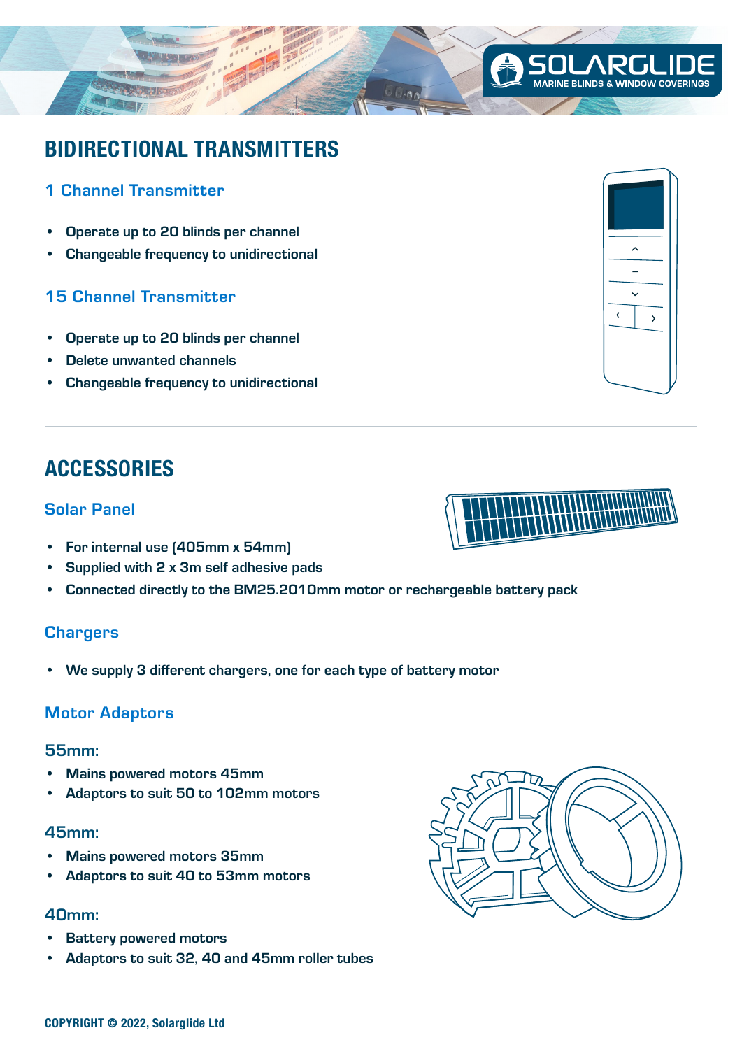# BIDIRECTIONAL TRANSMITTERS

### 1 Channel Transmitter

- Operate up to 20 blinds per channel
- Changeable frequency to unidirectional

### 15 Channel Transmitter

- Operate up to 20 blinds per channel
- Delete unwanted channels
- Changeable frequency to unidirectional

# ACCESSORIES

### Solar Panel

- For internal use (405mm x 54mm)
- Supplied with 2 x 3m self adhesive pads
- Connected directly to the BM25.2010mm motor or rechargeable battery pack

### Chargers

- We supply 3 different chargers, one for each type of battery motor

### Motor Adaptors

#### 55mm:

- Mains powered motors 45mm
- Adaptors to suit 50 to 102mm motors

#### 45mm:

- Mains powered motors 35mm
- Adaptors to suit 40 to 53mm motors

#### 40mm:

- Battery powered motors
- Adaptors to suit 32, 40 and 45mm roller tubes

COPYRIGHT © 2022, Solarglide Ltd